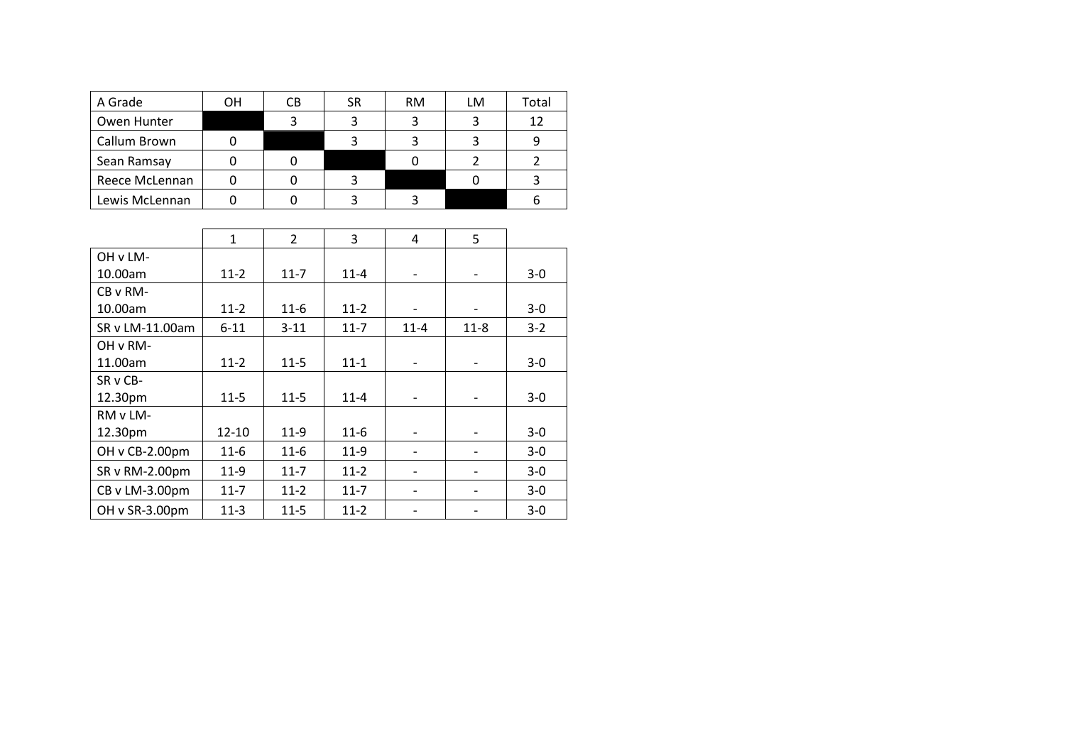| A Grade | OH | CB | SR | RM | LM | Total |
| --- | --- | --- | --- | --- | --- | --- |
| Owen Hunter | | 3 | 3 | 3 | 3 | 12 |
| Callum Brown | 0 | | 3 | 3 | 3 | 9 |
| Sean Ramsay | 0 | 0 | | 0 | 2 | 2 |
| Reece McLennan | 0 | 0 | 3 | | 0 | 3 |
| Lewis McLennan | 0 | 0 | 3 | 3 | | 6 |

| | 1 | 2 | 3 | 4 | 5 | |
| --- | --- | --- | --- | --- | --- | --- |
| OH v LM-10.00am | 11-2 | 11-7 | 11-4 | - | - | 3-0 |
| CB v RM-10.00am | 11-2 | 11-6 | 11-2 | - | - | 3-0 |
| SR v LM-11.00am | 6-11 | 3-11 | 11-7 | 11-4 | 11-8 | 3-2 |
| OH v RM-11.00am | 11-2 | 11-5 | 11-1 | - | - | 3-0 |
| SR v CB-12.30pm | 11-5 | 11-5 | 11-4 | - | - | 3-0 |
| RM v LM-12.30pm | 12-10 | 11-9 | 11-6 | - | - | 3-0 |
| OH v CB-2.00pm | 11-6 | 11-6 | 11-9 | - | - | 3-0 |
| SR v RM-2.00pm | 11-9 | 11-7 | 11-2 | - | - | 3-0 |
| CB v LM-3.00pm | 11-7 | 11-2 | 11-7 | - | - | 3-0 |
| OH v SR-3.00pm | 11-3 | 11-5 | 11-2 | - | - | 3-0 |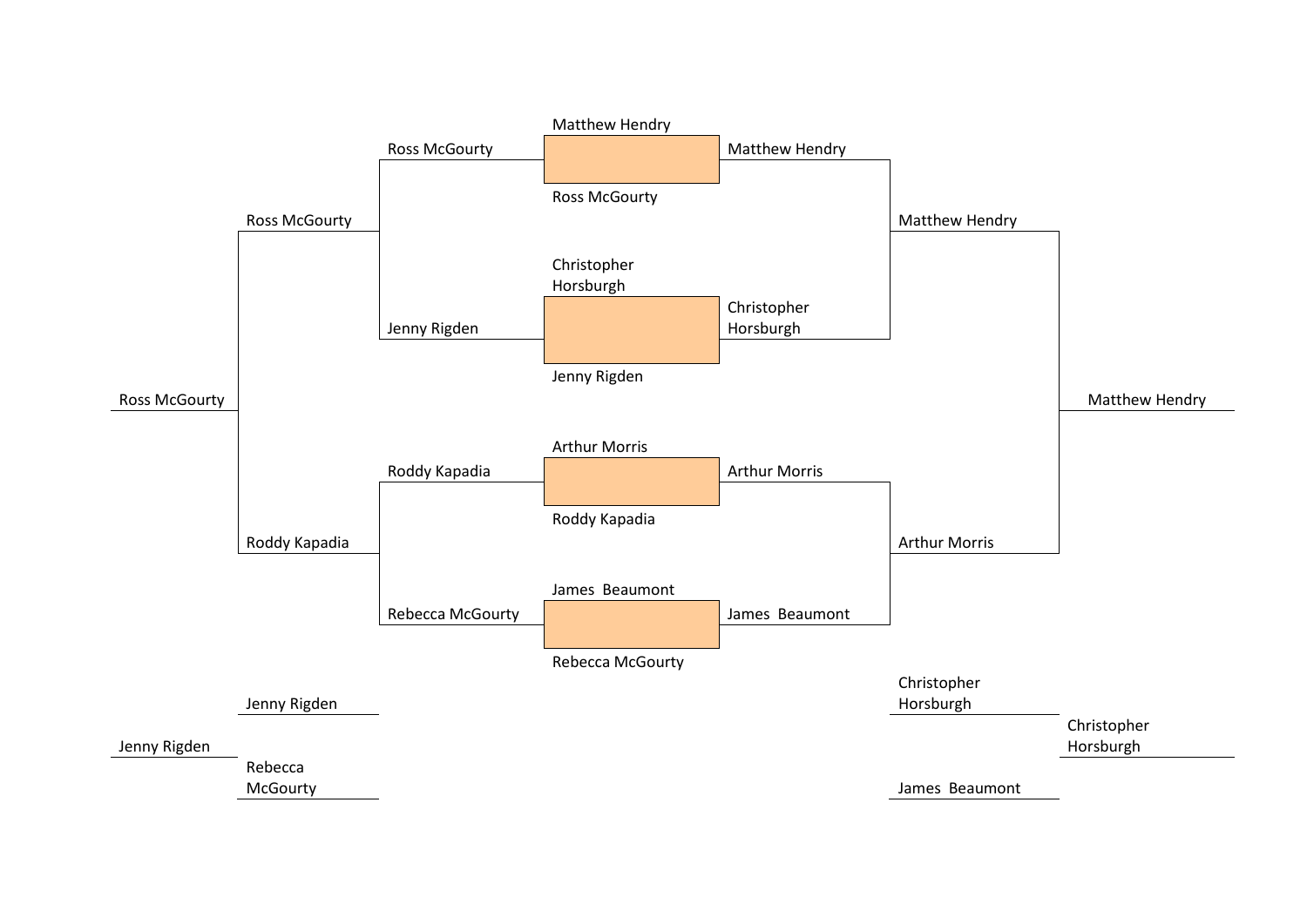Matthew Hendry

Ross McGourty

Matthew Hendry

Ross McGourty

Ross McGourty

Matthew Hendry

Christopher Horsburgh

Jenny Rigden

Christopher Horsburgh

Jenny Rigden

Ross McGourty

Matthew Hendry

Arthur Morris

Roddy Kapadia

Arthur Morris

Roddy Kapadia

Roddy Kapadia

Arthur Morris

James Beaumont

Rebecca McGourty

James Beaumont

Rebecca McGourty

Jenny Rigden

Christopher Horsburgh

Jenny Rigden

Christopher Horsburgh

Rebecca McGourty

James Beaumont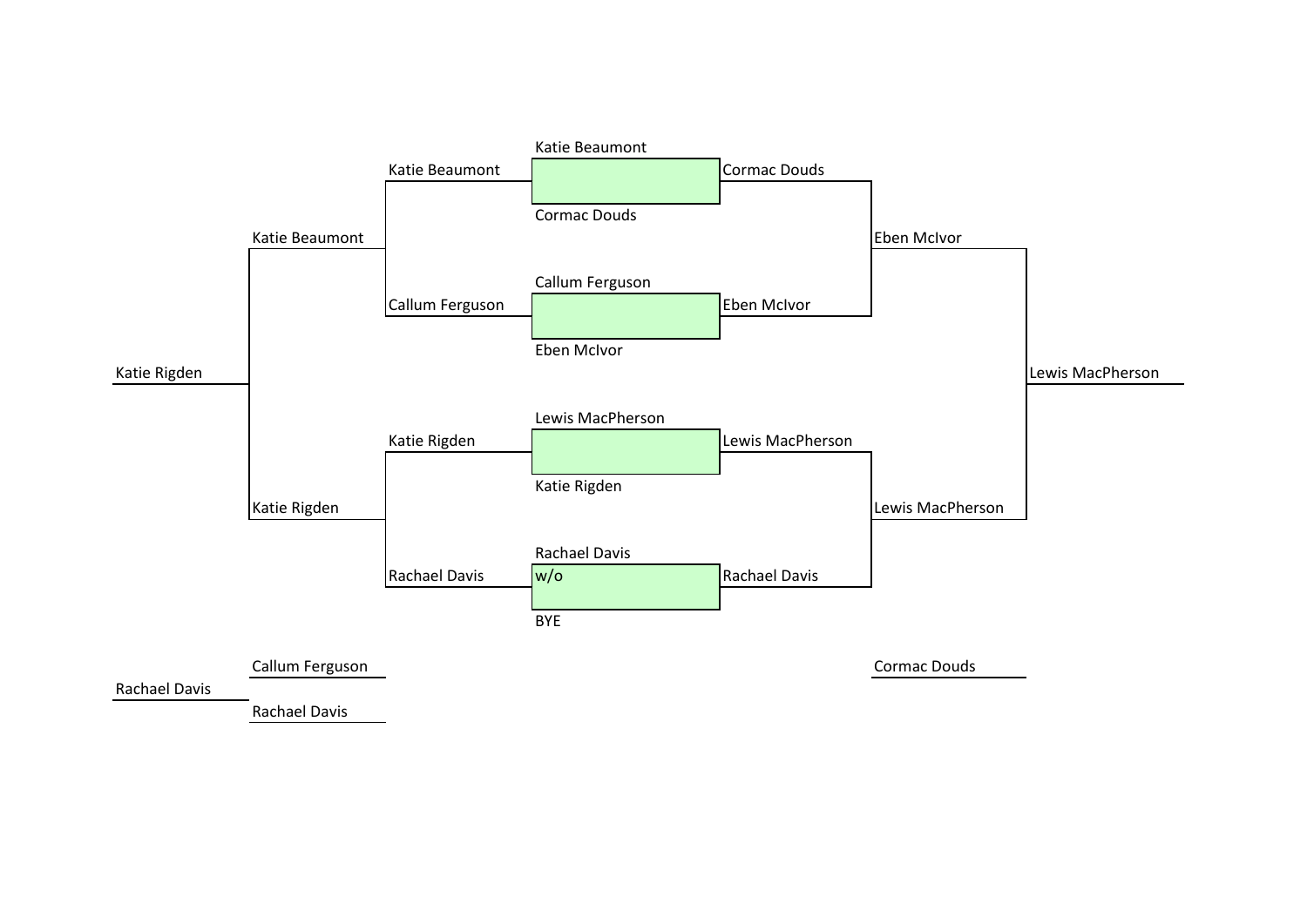Katie Beaumont

Cormac Douds

Katie Beaumont

Cormac Douds

Katie Beaumont

Eben McIvor

Callum Ferguson

Callum Ferguson

Eben McIvor

Eben McIvor

Katie Rigden

Lewis MacPherson

Lewis MacPherson

Katie Rigden

Lewis MacPherson

Katie Rigden

Katie Rigden

Lewis MacPherson

Rachael Davis

Rachael Davis

w/o

Rachael Davis

BYE

Callum Ferguson

Cormac Douds

Rachael Davis

Rachael Davis